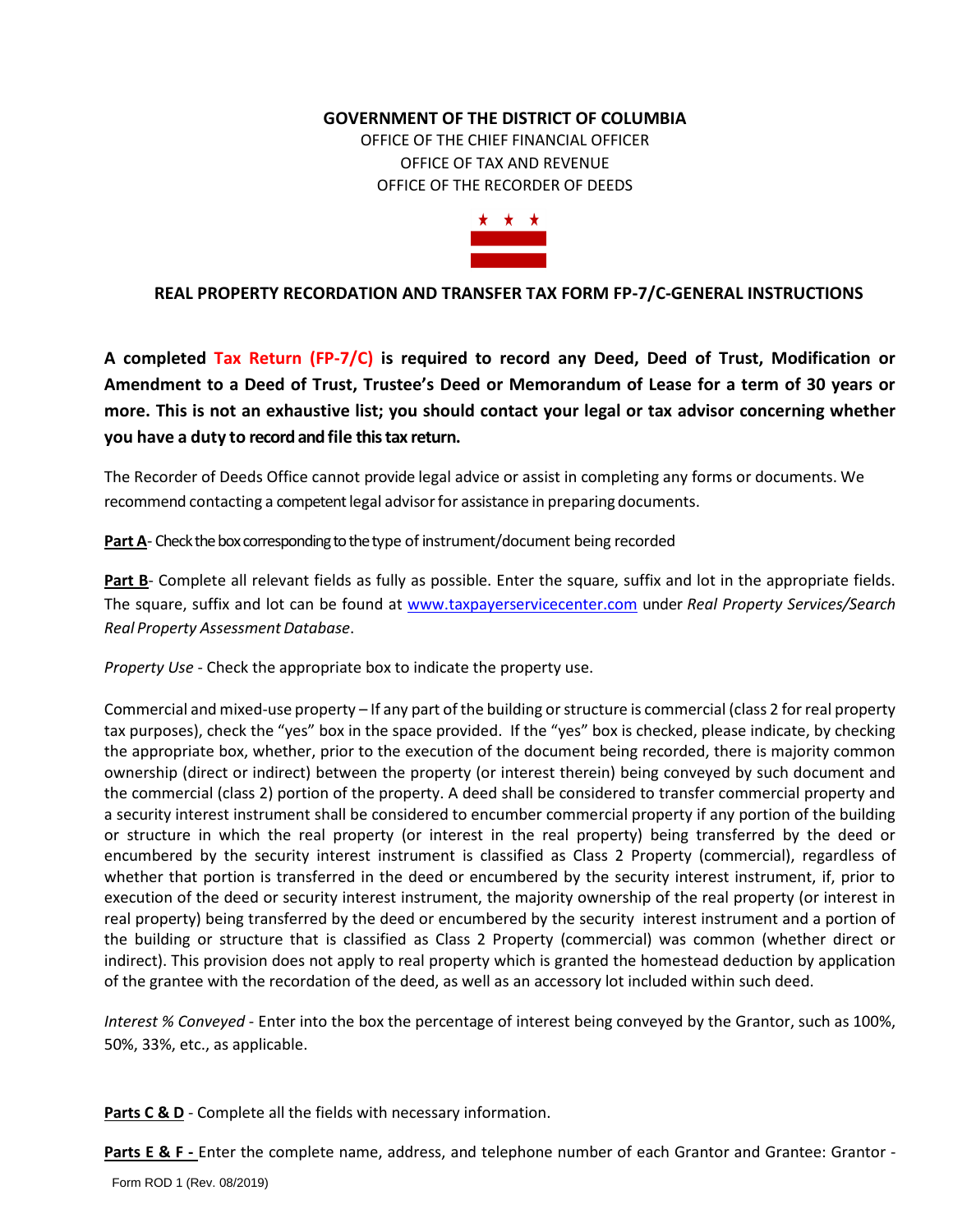**GOVERNMENT OF THE DISTRICT OF COLUMBIA**
OFFICE OF THE CHIEF FINANCIAL OFFICER
OFFICE OF TAX AND REVENUE
OFFICE OF THE RECORDER OF DEEDS

## REAL PROPERTY RECORDATION AND TRANSFER TAX FORM FP-7/C-GENERAL INSTRUCTIONS

**A completed Tax Return (FP-7/C) is required to record any Deed, Deed of Trust, Modification or Amendment to a Deed of Trust, Trustee's Deed or Memorandum of Lease for a term of 30 years or more. This is not an exhaustive list; you should contact your legal or tax advisor concerning whether you have a duty to record and file this tax return.**

The Recorder of Deeds Office cannot provide legal advice or assist in completing any forms or documents. We recommend contacting a competent legal advisor for assistance in preparing documents.

**Part A**- Check the box corresponding to the type of instrument/document being recorded

**Part B**- Complete all relevant fields as fully as possible. Enter the square, suffix and lot in the appropriate fields. The square, suffix and lot can be found at www.taxpayerservicecenter.com under *Real Property Services/Search Real Property Assessment Database*.

*Property Use* - Check the appropriate box to indicate the property use.

Commercial and mixed-use property – If any part of the building or structure is commercial (class 2 for real property tax purposes), check the "yes" box in the space provided. If the "yes" box is checked, please indicate, by checking the appropriate box, whether, prior to the execution of the document being recorded, there is majority common ownership (direct or indirect) between the property (or interest therein) being conveyed by such document and the commercial (class 2) portion of the property. A deed shall be considered to transfer commercial property and a security interest instrument shall be considered to encumber commercial property if any portion of the building or structure in which the real property (or interest in the real property) being transferred by the deed or encumbered by the security interest instrument is classified as Class 2 Property (commercial), regardless of whether that portion is transferred in the deed or encumbered by the security interest instrument, if, prior to execution of the deed or security interest instrument, the majority ownership of the real property (or interest in real property) being transferred by the deed or encumbered by the security interest instrument and a portion of the building or structure that is classified as Class 2 Property (commercial) was common (whether direct or indirect). This provision does not apply to real property which is granted the homestead deduction by application of the grantee with the recordation of the deed, as well as an accessory lot included within such deed.

*Interest % Conveyed* - Enter into the box the percentage of interest being conveyed by the Grantor, such as 100%, 50%, 33%, etc., as applicable.

**Parts C & D** - Complete all the fields with necessary information.

**Parts E & F -** Enter the complete name, address, and telephone number of each Grantor and Grantee: Grantor -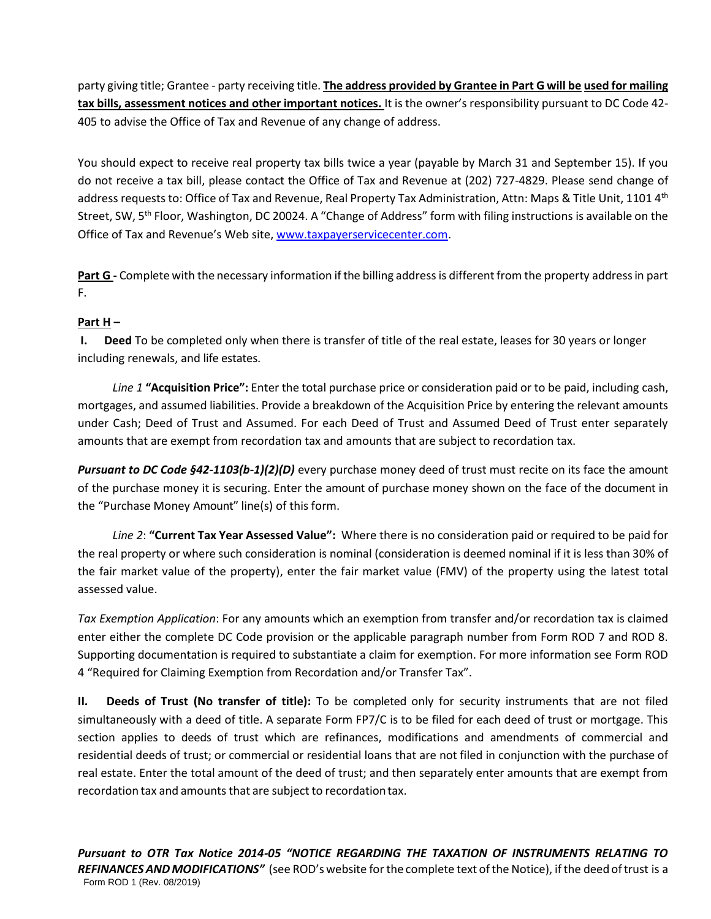party giving title; Grantee - party receiving title. **The address provided by Grantee in Part G will be used for mailing tax bills, assessment notices and other important notices.** It is the owner's responsibility pursuant to DC Code 42-405 to advise the Office of Tax and Revenue of any change of address.

You should expect to receive real property tax bills twice a year (payable by March 31 and September 15). If you do not receive a tax bill, please contact the Office of Tax and Revenue at (202) 727-4829. Please send change of address requests to: Office of Tax and Revenue, Real Property Tax Administration, Attn: Maps & Title Unit, 1101 4th Street, SW, 5th Floor, Washington, DC 20024. A "Change of Address" form with filing instructions is available on the Office of Tax and Revenue's Web site, www.taxpayerservicecenter.com.

**Part G -** Complete with the necessary information if the billing address is different from the property address in part F.

**Part H –**

**I. Deed** To be completed only when there is transfer of title of the real estate, leases for 30 years or longer including renewals, and life estates.

*Line 1* **"Acquisition Price":** Enter the total purchase price or consideration paid or to be paid, including cash, mortgages, and assumed liabilities. Provide a breakdown of the Acquisition Price by entering the relevant amounts under Cash; Deed of Trust and Assumed. For each Deed of Trust and Assumed Deed of Trust enter separately amounts that are exempt from recordation tax and amounts that are subject to recordation tax.

***Pursuant to DC Code §42-1103(b-1)(2)(D)*** every purchase money deed of trust must recite on its face the amount of the purchase money it is securing. Enter the amount of purchase money shown on the face of the document in the "Purchase Money Amount" line(s) of this form.

*Line 2*: **"Current Tax Year Assessed Value":** Where there is no consideration paid or required to be paid for the real property or where such consideration is nominal (consideration is deemed nominal if it is less than 30% of the fair market value of the property), enter the fair market value (FMV) of the property using the latest total assessed value.

*Tax Exemption Application*: For any amounts which an exemption from transfer and/or recordation tax is claimed enter either the complete DC Code provision or the applicable paragraph number from Form ROD 7 and ROD 8. Supporting documentation is required to substantiate a claim for exemption. For more information see Form ROD 4 "Required for Claiming Exemption from Recordation and/or Transfer Tax".

**II. Deeds of Trust (No transfer of title):** To be completed only for security instruments that are not filed simultaneously with a deed of title. A separate Form FP7/C is to be filed for each deed of trust or mortgage. This section applies to deeds of trust which are refinances, modifications and amendments of commercial and residential deeds of trust; or commercial or residential loans that are not filed in conjunction with the purchase of real estate. Enter the total amount of the deed of trust; and then separately enter amounts that are exempt from recordation tax and amounts that are subject to recordation tax.

***Pursuant to OTR Tax Notice 2014-05 "NOTICE REGARDING THE TAXATION OF INSTRUMENTS RELATING TO REFINANCES AND MODIFICATIONS"*** (see ROD's website for the complete text of the Notice), if the deed of trust is a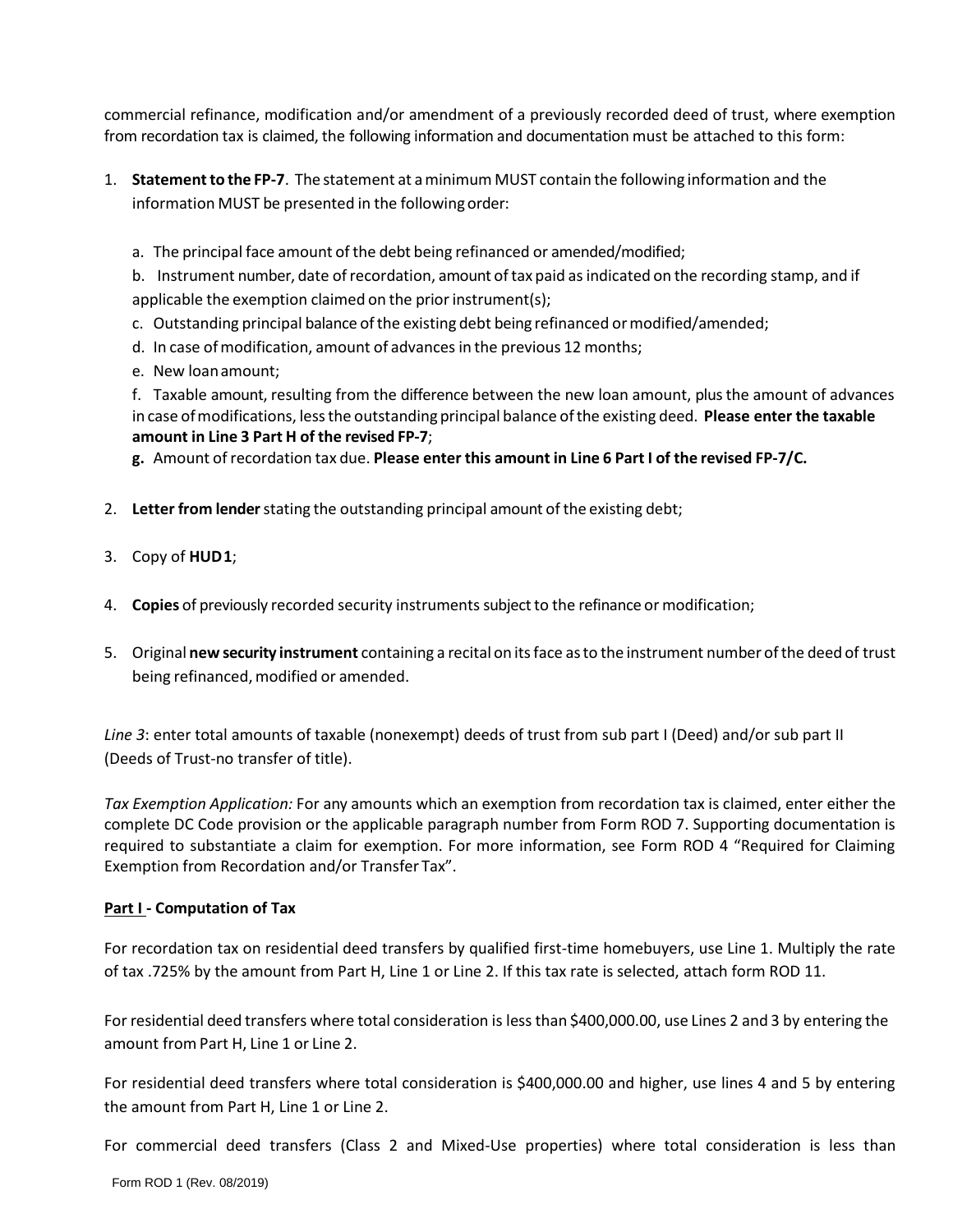commercial refinance, modification and/or amendment of a previously recorded deed of trust, where exemption from recordation tax is claimed, the following information and documentation must be attached to this form:

1. **Statement to the FP-7**. The statement at a minimum MUST contain the following information and the information MUST be presented in the following order:

   a. The principal face amount of the debt being refinanced or amended/modified;

   b. Instrument number, date of recordation, amount of tax paid as indicated on the recording stamp, and if applicable the exemption claimed on the prior instrument(s);

   c. Outstanding principal balance of the existing debt being refinanced or modified/amended;

   d. In case of modification, amount of advances in the previous 12 months;

   e. New loan amount;

   f. Taxable amount, resulting from the difference between the new loan amount, plus the amount of advances in case of modifications, less the outstanding principal balance of the existing deed. **Please enter the taxable amount in Line 3 Part H of the revised FP-7**;

   **g.** Amount of recordation tax due. **Please enter this amount in Line 6 Part I of the revised FP-7/C.**

2. **Letter from lender** stating the outstanding principal amount of the existing debt;

3. Copy of **HUD1**;

4. **Copies** of previously recorded security instruments subject to the refinance or modification;

5. Original **new security instrument** containing a recital on its face as to the instrument number of the deed of trust being refinanced, modified or amended.

*Line 3*: enter total amounts of taxable (nonexempt) deeds of trust from sub part I (Deed) and/or sub part II (Deeds of Trust-no transfer of title).

*Tax Exemption Application:* For any amounts which an exemption from recordation tax is claimed, enter either the complete DC Code provision or the applicable paragraph number from Form ROD 7. Supporting documentation is required to substantiate a claim for exemption. For more information, see Form ROD 4 "Required for Claiming Exemption from Recordation and/or Transfer Tax".

**Part I - Computation of Tax**

For recordation tax on residential deed transfers by qualified first-time homebuyers, use Line 1. Multiply the rate of tax .725% by the amount from Part H, Line 1 or Line 2. If this tax rate is selected, attach form ROD 11.

For residential deed transfers where total consideration is less than $400,000.00, use Lines 2 and 3 by entering the amount from Part H, Line 1 or Line 2.

For residential deed transfers where total consideration is $400,000.00 and higher, use lines 4 and 5 by entering the amount from Part H, Line 1 or Line 2.

For commercial deed transfers (Class 2 and Mixed-Use properties) where total consideration is less than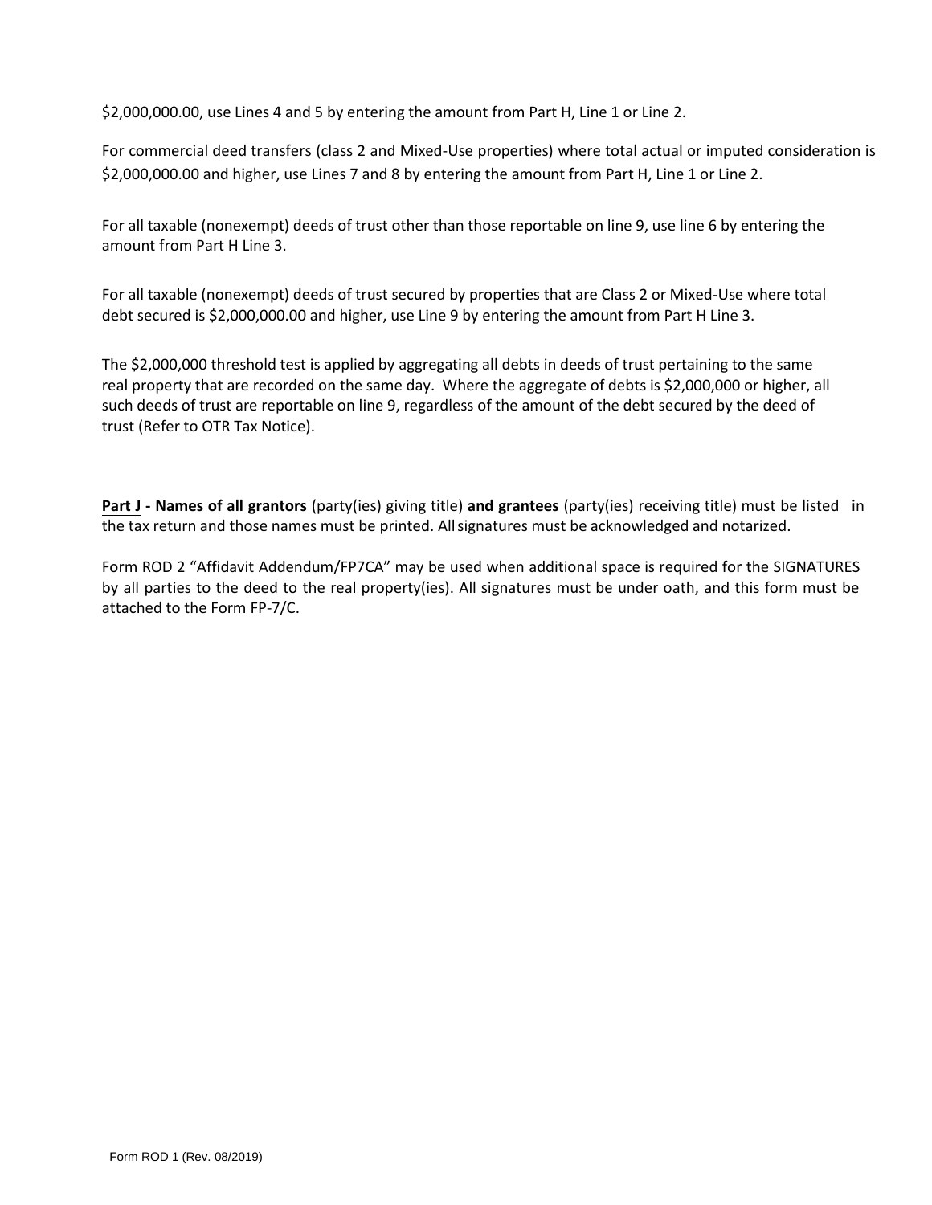$2,000,000.00, use Lines 4 and 5 by entering the amount from Part H, Line 1 or Line 2.

For commercial deed transfers (class 2 and Mixed-Use properties) where total actual or imputed consideration is $2,000,000.00 and higher, use Lines 7 and 8 by entering the amount from Part H, Line 1 or Line 2.

For all taxable (nonexempt) deeds of trust other than those reportable on line 9, use line 6 by entering the amount from Part H Line 3.

For all taxable (nonexempt) deeds of trust secured by properties that are Class 2 or Mixed-Use where total debt secured is $2,000,000.00 and higher, use Line 9 by entering the amount from Part H Line 3.

The $2,000,000 threshold test is applied by aggregating all debts in deeds of trust pertaining to the same real property that are recorded on the same day. Where the aggregate of debts is $2,000,000 or higher, all such deeds of trust are reportable on line 9, regardless of the amount of the debt secured by the deed of trust (Refer to OTR Tax Notice).

**Part J - Names of all grantors** (party(ies) giving title) **and grantees** (party(ies) receiving title) must be listed in the tax return and those names must be printed. All signatures must be acknowledged and notarized.

Form ROD 2 "Affidavit Addendum/FP7CA" may be used when additional space is required for the SIGNATURES by all parties to the deed to the real property(ies). All signatures must be under oath, and this form must be attached to the Form FP-7/C.

Form ROD 1 (Rev. 08/2019)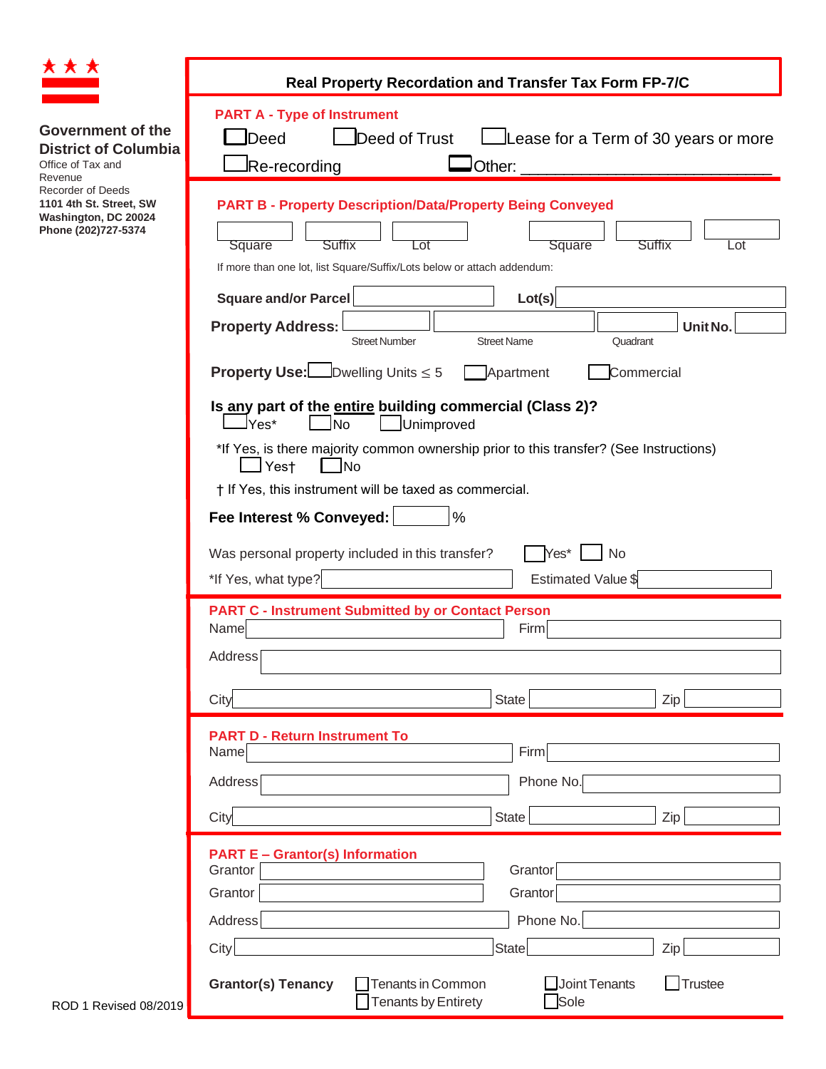Government of the District of Columbia
Office of Tax and Revenue
Recorder of Deeds
**1101 4th St. Street, SW**
**Washington, DC 20024**
**Phone (202)727-5374**

# Real Property Recordation and Transfer Tax Form FP-7/C

## PART A - Type of Instrument

☐ Deed ☐ Deed of Trust ☐ Lease for a Term of 30 years or more

☐ Re-recording ☐ Other: ______________________________

## PART B - Property Description/Data/Property Being Conveyed

| Square | Suffix | Lot | Square | Suffix | Lot |
|---|---|---|---|---|---|
| | | | | | |

If more than one lot, list Square/Suffix/Lots below or attach addendum:

**Square and/or Parcel** __________ **Lot(s)** __________

**Property Address:** __________ (Street Number) __________ (Street Name) __________ (Quadrant) **Unit No.** __________

**Property Use:** ☐ Dwelling Units ≤ 5 ☐ Apartment ☐ Commercial

**Is any part of the entire building commercial (Class 2)?**
☐ Yes* ☐ No ☐ Unimproved

*If Yes, is there majority common ownership prior to this transfer? (See Instructions)
☐ Yes† ☐ No

† If Yes, this instrument will be taxed as commercial.

**Fee Interest % Conveyed:** __________ %

Was personal property included in this transfer? ☐ Yes* ☐ No

*If Yes, what type? __________ Estimated Value $ __________

## PART C - Instrument Submitted by or Contact Person

Name __________ Firm __________

Address __________

City __________ State __________ Zip __________

## PART D - Return Instrument To

Name __________ Firm __________

Address __________ Phone No. __________

City __________ State __________ Zip __________

## PART E – Grantor(s) Information

Grantor __________ Grantor __________

Grantor __________ Grantor __________

Address __________ Phone No. __________

City __________ State __________ Zip __________

**Grantor(s) Tenancy** ☐ Tenants in Common ☐ Joint Tenants ☐ Trustee
☐ Tenants by Entirety ☐ Sole

ROD 1 Revised 08/2019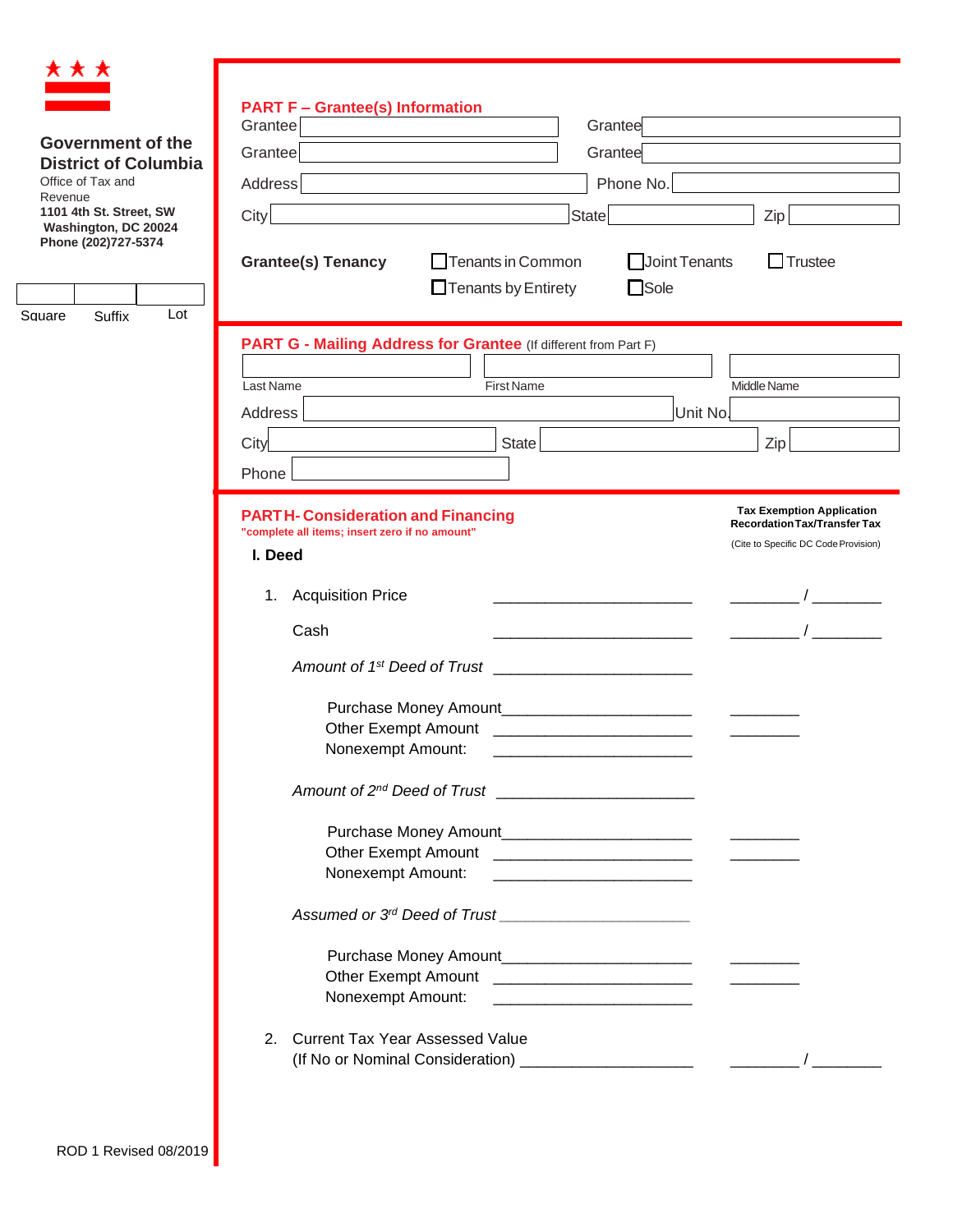**Government of the District of Columbia**
Office of Tax and Revenue
**1101 4th St. Street, SW**
**Washington, DC 20024**
**Phone (202)727-5374**

| Square | Suffix | Lot |
|---|---|---|
| | | |

## PART F – Grantee(s) Information

Grantee ____________ Grantee ____________

Grantee ____________ Grantee ____________

Address ____________ Phone No. ____________

City ____________ State ____________ Zip ____________

**Grantee(s) Tenancy** ☐ Tenants in Common ☐ Joint Tenants ☐ Trustee ☐ Tenants by Entirety ☐ Sole

## PART G - Mailing Address for Grantee (If different from Part F)

| Last Name | First Name | Middle Name |
|---|---|---|
| | | |

Address ____________ Unit No. ____________

City ____________ State ____________ Zip ____________

Phone ____________

## PART H- Consideration and Financing

**"complete all items; insert zero if no amount"**

**Tax Exemption Application Recordation Tax/Transfer Tax**
(Cite to Specific DC Code Provision)

**I. Deed**

1. Acquisition Price ______________________ ________ / ________

   Cash ______________________ ________ / ________

   *Amount of 1st Deed of Trust* ______________________

   Purchase Money Amount ______________________ ________
   Other Exempt Amount ______________________ ________
   Nonexempt Amount: ______________________

   *Amount of 2nd Deed of Trust* ______________________

   Purchase Money Amount ______________________ ________
   Other Exempt Amount ______________________ ________
   Nonexempt Amount: ______________________

   *Assumed or 3rd Deed of Trust* ______________________

   Purchase Money Amount ______________________ ________
   Other Exempt Amount ______________________ ________
   Nonexempt Amount: ______________________

2. Current Tax Year Assessed Value
   (If No or Nominal Consideration) ______________________ ________ / ________

ROD 1 Revised 08/2019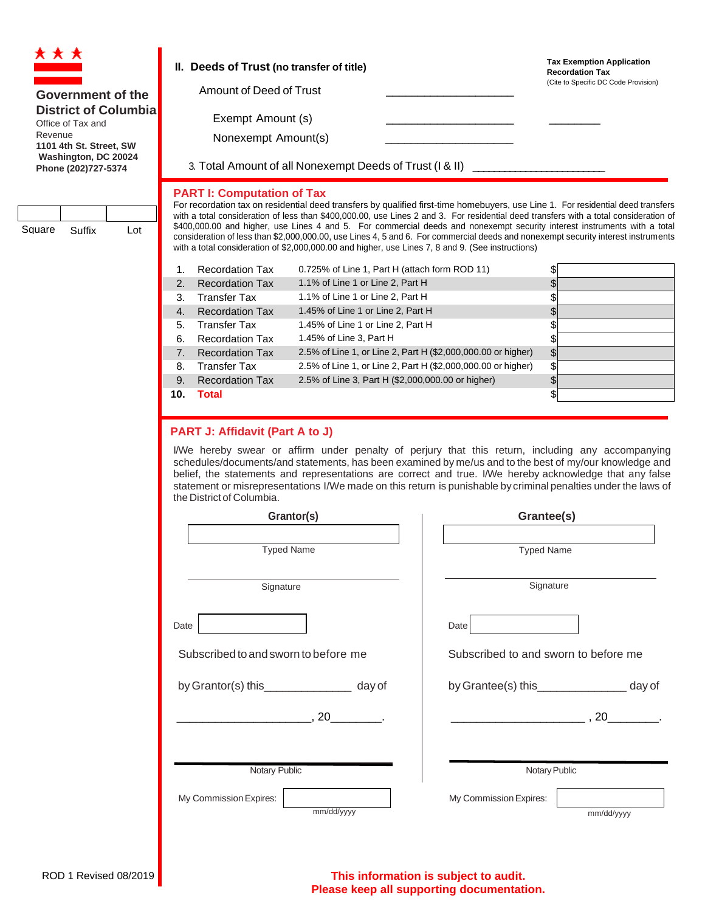Government of the District of Columbia
Office of Tax and Revenue
**1101 4th St. Street, SW**
**Washington, DC 20024**
**Phone (202)727-5374**

| | | |
|---|---|---|
| | | |
| Square | Suffix | Lot |

## II. Deeds of Trust (no transfer of title)

**Tax Exemption Application Recordation Tax**
(Cite to Specific DC Code Provision)

Amount of Deed of Trust ____________________

Exempt Amount (s) ____________________ ________

Nonexempt Amount(s) ____________________

3. Total Amount of all Nonexempt Deeds of Trust (I & II) ______________________

## PART I: Computation of Tax

For recordation tax on residential deed transfers by qualified first-time homebuyers, use Line 1. For residential deed transfers with a total consideration of less than $400,000.00, use Lines 2 and 3. For residential deed transfers with a total consideration of $400,000.00 and higher, use Lines 4 and 5. For commercial deeds and nonexempt security interest instruments with a total consideration of less than $2,000,000.00, use Lines 4, 5 and 6. For commercial deeds and nonexempt security interest instruments with a total consideration of $2,000,000.00 and higher, use Lines 7, 8 and 9. (See instructions)

| | | | |
|---|---|---|---|
| 1. | Recordation Tax | 0.725% of Line 1, Part H (attach form ROD 11) | $ |
| 2. | Recordation Tax | 1.1% of Line 1 or Line 2, Part H | $ |
| 3. | Transfer Tax | 1.1% of Line 1 or Line 2, Part H | $ |
| 4. | Recordation Tax | 1.45% of Line 1 or Line 2, Part H | $ |
| 5. | Transfer Tax | 1.45% of Line 1 or Line 2, Part H | $ |
| 6. | Recordation Tax | 1.45% of Line 3, Part H | $ |
| 7. | Recordation Tax | 2.5% of Line 1, or Line 2, Part H ($2,000,000.00 or higher) | $ |
| 8. | Transfer Tax | 2.5% of Line 1, or Line 2, Part H ($2,000,000.00 or higher) | $ |
| 9. | Recordation Tax | 2.5% of Line 3, Part H ($2,000,000.00 or higher) | $ |
| **10.** | **Total** | | $ |

## PART J: Affidavit (Part A to J)

I/We hereby swear or affirm under penalty of perjury that this return, including any accompanying schedules/documents/and statements, has been examined by me/us and to the best of my/our knowledge and belief, the statements and representations are correct and true. I/We hereby acknowledge that any false statement or misrepresentations I/We made on this return is punishable by criminal penalties under the laws of the District of Columbia.

**Grantor(s)**

Typed Name

Signature

Date

Subscribed to and sworn to before me

by Grantor(s) this_____________ day of

____________________, 20________.

Notary Public

My Commission Expires: mm/dd/yyyy

**Grantee(s)**

Typed Name

Signature

Date

Subscribed to and sworn to before me

by Grantee(s) this_____________ day of

____________________ , 20________.

Notary Public

My Commission Expires: mm/dd/yyyy

ROD 1 Revised 08/2019

**This information is subject to audit.**
**Please keep all supporting documentation.**